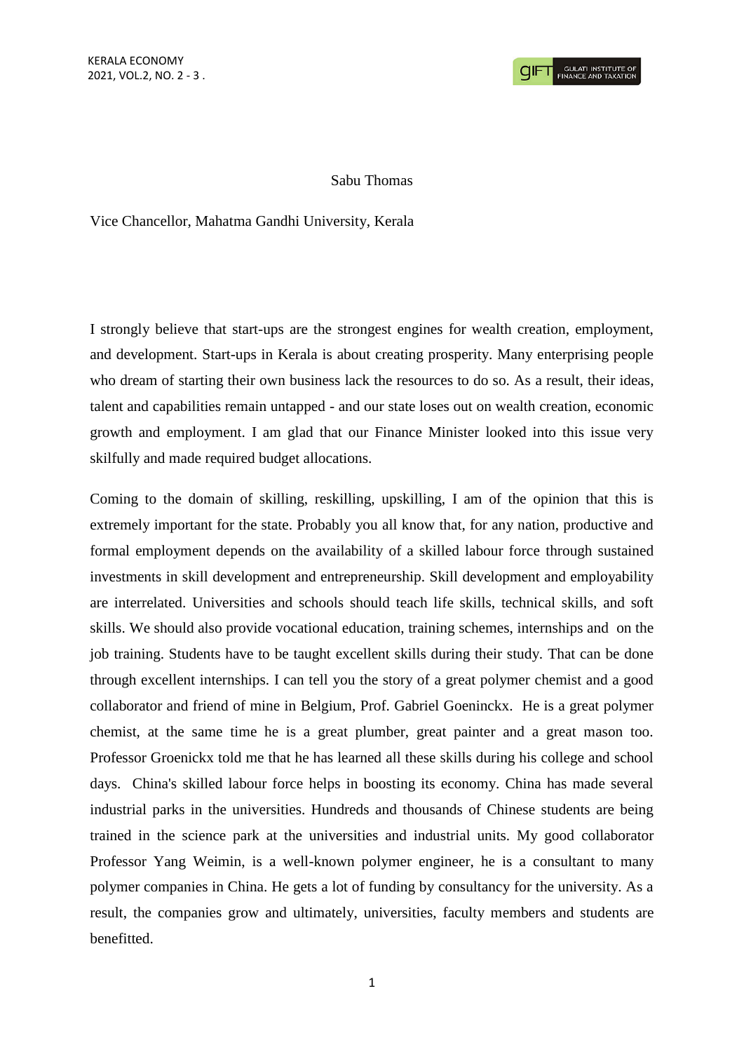Sabu Thomas

Vice Chancellor, Mahatma Gandhi University, Kerala

I strongly believe that start-ups are the strongest engines for wealth creation, employment, and development. Start-ups in Kerala is about creating prosperity. Many enterprising people who dream of starting their own business lack the resources to do so. As a result, their ideas, talent and capabilities remain untapped - and our state loses out on wealth creation, economic growth and employment. I am glad that our Finance Minister looked into this issue very skilfully and made required budget allocations.

Coming to the domain of skilling, reskilling, upskilling, I am of the opinion that this is extremely important for the state. Probably you all know that, for any nation, productive and formal employment depends on the availability of a skilled labour force through sustained investments in skill development and entrepreneurship. Skill development and employability are interrelated. Universities and schools should teach life skills, technical skills, and soft skills. We should also provide vocational education, training schemes, internships and on the job training. Students have to be taught excellent skills during their study. That can be done through excellent internships. I can tell you the story of a great polymer chemist and a good collaborator and friend of mine in Belgium, Prof. Gabriel Goeninckx. He is a great polymer chemist, at the same time he is a great plumber, great painter and a great mason too. Professor Groenickx told me that he has learned all these skills during his college and school days. China's skilled labour force helps in boosting its economy. China has made several industrial parks in the universities. Hundreds and thousands of Chinese students are being trained in the science park at the universities and industrial units. My good collaborator Professor Yang Weimin, is a well-known polymer engineer, he is a consultant to many polymer companies in China. He gets a lot of funding by consultancy for the university. As a result, the companies grow and ultimately, universities, faculty members and students are benefitted.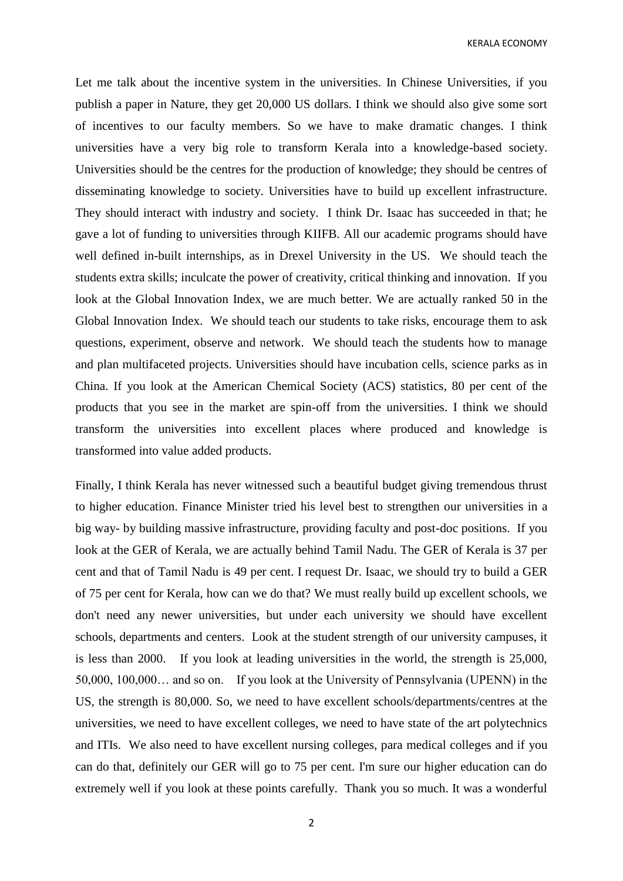Let me talk about the incentive system in the universities. In Chinese Universities, if you publish a paper in Nature, they get 20,000 US dollars. I think we should also give some sort of incentives to our faculty members. So we have to make dramatic changes. I think universities have a very big role to transform Kerala into a knowledge-based society. Universities should be the centres for the production of knowledge; they should be centres of disseminating knowledge to society. Universities have to build up excellent infrastructure. They should interact with industry and society. I think Dr. Isaac has succeeded in that; he gave a lot of funding to universities through KIIFB. All our academic programs should have well defined in-built internships, as in Drexel University in the US. We should teach the students extra skills; inculcate the power of creativity, critical thinking and innovation. If you look at the Global Innovation Index, we are much better. We are actually ranked 50 in the Global Innovation Index. We should teach our students to take risks, encourage them to ask questions, experiment, observe and network. We should teach the students how to manage and plan multifaceted projects. Universities should have incubation cells, science parks as in China. If you look at the American Chemical Society (ACS) statistics, 80 per cent of the products that you see in the market are spin-off from the universities. I think we should transform the universities into excellent places where produced and knowledge is transformed into value added products.

Finally, I think Kerala has never witnessed such a beautiful budget giving tremendous thrust to higher education. Finance Minister tried his level best to strengthen our universities in a big way- by building massive infrastructure, providing faculty and post-doc positions. If you look at the GER of Kerala, we are actually behind Tamil Nadu. The GER of Kerala is 37 per cent and that of Tamil Nadu is 49 per cent. I request Dr. Isaac, we should try to build a GER of 75 per cent for Kerala, how can we do that? We must really build up excellent schools, we don't need any newer universities, but under each university we should have excellent schools, departments and centers. Look at the student strength of our university campuses, it is less than 2000. If you look at leading universities in the world, the strength is 25,000, 50,000, 100,000… and so on. If you look at the University of Pennsylvania (UPENN) in the US, the strength is 80,000. So, we need to have excellent schools/departments/centres at the universities, we need to have excellent colleges, we need to have state of the art polytechnics and ITIs. We also need to have excellent nursing colleges, para medical colleges and if you can do that, definitely our GER will go to 75 per cent. I'm sure our higher education can do extremely well if you look at these points carefully. Thank you so much. It was a wonderful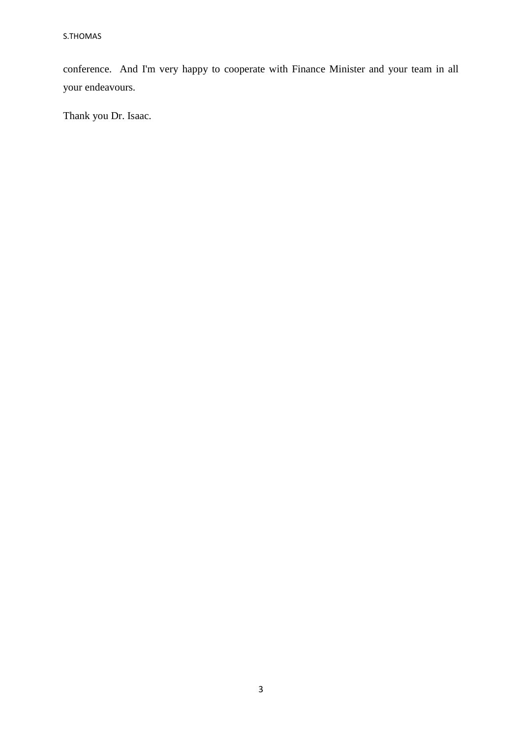conference. And I'm very happy to cooperate with Finance Minister and your team in all your endeavours.

Thank you Dr. Isaac.